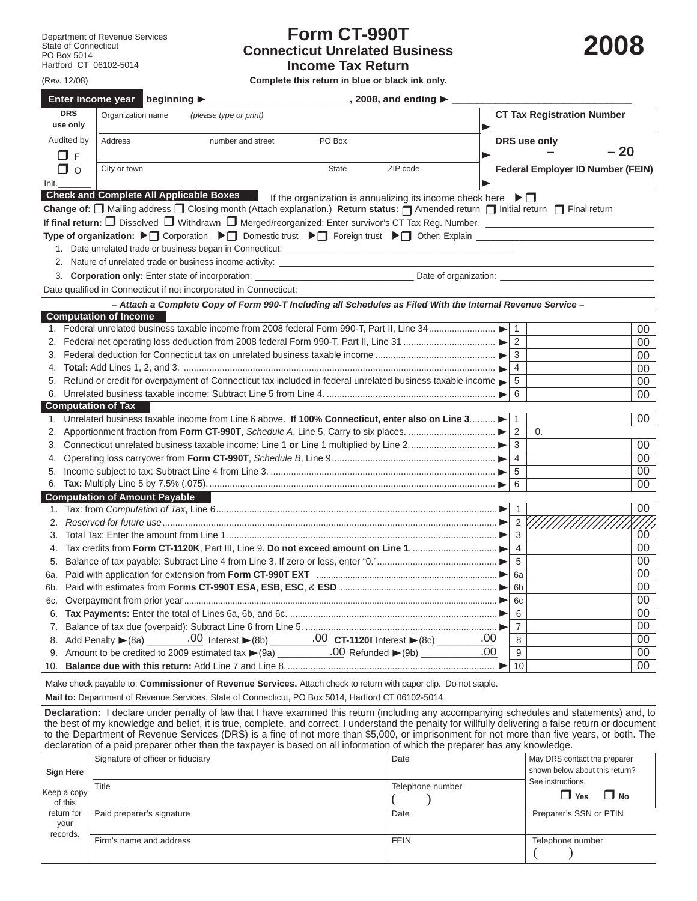Department of Revenue Services
State of Connecticut
PO Box 5014
Hartford CT 06102-5014

(Rev. 12/08)

# Form CT-990T
## Connecticut Unrelated Business Income Tax Return

**2008**

**Complete this return in blue or black ink only.**

**Enter income year** beginning ► ______________, 2008, and ending ► ______________

| DRS use only | Organization name (please type or print) | | CT Tax Registration Number |
|---|---|---|---|
| Audited by ❐ F | Address number and street PO Box | ► | DRS use only – – 20 |
| ❐ O Init.______ | City or town State ZIP code | ► | Federal Employer ID Number (FEIN) |

**Check and Complete All Applicable Boxes** If the organization is annualizing its income check here ► ❐

**Change of:** ❐ Mailing address ❐ Closing month (Attach explanation.) **Return status:** ❐ Amended return ❐ Initial return ❐ Final return

**If final return:** ❐ Dissolved ❐ Withdrawn ❐ Merged/reorganized: Enter survivor's CT Tax Reg. Number. ______________

**Type of organization:** ►❐ Corporation ►❐ Domestic trust ►❐ Foreign trust ►❐ Other: Explain ______________

1. Date unrelated trade or business began in Connecticut: ______________
2. Nature of unrelated trade or business income activity: ______________
3. **Corporation only:** Enter state of incorporation: ______________ Date of organization: ______________

Date qualified in Connecticut if not incorporated in Connecticut: ______________

***– Attach a Complete Copy of Form 990-T Including all Schedules as Filed With the Internal Revenue Service –***

## Computation of Income

| | | Line | Amount |
|---|---|---|---|
| 1. | Federal unrelated business taxable income from 2008 federal Form 990-T, Part II, Line 34 ► | 1 | 00 |
| 2. | Federal net operating loss deduction from 2008 federal Form 990-T, Part II, Line 31 ► | 2 | 00 |
| 3. | Federal deduction for Connecticut tax on unrelated business taxable income ► | 3 | 00 |
| 4. | **Total:** Add Lines 1, 2, and 3. ► | 4 | 00 |
| 5. | Refund or credit for overpayment of Connecticut tax included in federal unrelated business taxable income ► | 5 | 00 |
| 6. | Unrelated business taxable income: Subtract Line 5 from Line 4. ► | 6 | 00 |

## Computation of Tax

| | | Line | Amount |
|---|---|---|---|
| 1. | Unrelated business taxable income from Line 6 above. **If 100% Connecticut, enter also on Line 3.** ► | 1 | 00 |
| 2. | Apportionment fraction from **Form CT-990T**, *Schedule A*, Line 5. Carry to six places. ► | 2 | 0. |
| 3. | Connecticut unrelated business taxable income: Line 1 **or** Line 1 multiplied by Line 2. ► | 3 | 00 |
| 4. | Operating loss carryover from **Form CT-990T**, *Schedule B*, Line 9 ► | 4 | 00 |
| 5. | Income subject to tax: Subtract Line 4 from Line 3. ► | 5 | 00 |
| 6. | **Tax:** Multiply Line 5 by 7.5% (.075). ► | 6 | 00 |

## Computation of Amount Payable

| | | Line | Amount |
|---|---|---|---|
| 1. | Tax: from *Computation of Tax*, Line 6 ► | 1 | 00 |
| 2. | *Reserved for future use* ► | 2 | |
| 3. | Total Tax: Enter the amount from Line 1. ► | 3 | 00 |
| 4. | Tax credits from **Form CT-1120K**, Part III, Line 9. **Do not exceed amount on Line 1**. ► | 4 | 00 |
| 5. | Balance of tax payable: Subtract Line 4 from Line 3. If zero or less, enter "0." ► | 5 | 00 |
| 6a. | Paid with application for extension from **Form CT-990T EXT** ► | 6a | 00 |
| 6b. | Paid with estimates from **Forms CT-990T ESA**, **ESB**, **ESC**, & **ESD** ► | 6b | 00 |
| 6c. | Overpayment from prior year ► | 6c | 00 |
| 6. | **Tax Payments:** Enter the total of Lines 6a, 6b, and 6c. ► | 6 | 00 |
| 7. | Balance of tax due (overpaid): Subtract Line 6 from Line 5. ► | 7 | 00 |
| 8. | Add Penalty ►(8a) ______.00 Interest ►(8b) ______.00 **CT-1120I** Interest ►(8c) ______.00 | 8 | 00 |
| 9. | Amount to be credited to 2009 estimated tax ►(9a) ______.00 Refunded ►(9b) ______.00 | 9 | 00 |
| 10. | **Balance due with this return:** Add Line 7 and Line 8. ► | 10 | 00 |

Make check payable to: **Commissioner of Revenue Services.** Attach check to return with paper clip. Do not staple.

**Mail to:** Department of Revenue Services, State of Connecticut, PO Box 5014, Hartford CT 06102-5014

**Declaration:** I declare under penalty of law that I have examined this return (including any accompanying schedules and statements) and, to the best of my knowledge and belief, it is true, complete, and correct. I understand the penalty for willfully delivering a false return or document to the Department of Revenue Services (DRS) is a fine of not more than $5,000, or imprisonment for not more than five years, or both. The declaration of a paid preparer other than the taxpayer is based on all information of which the preparer has any knowledge.

| **Sign Here** | Signature of officer or fiduciary | Date | May DRS contact the preparer shown below about this return? See instructions. |
|---|---|---|---|
| Keep a copy of this return for your records. | Title | Telephone number ( ) | ❐ Yes ❐ No |
| | Paid preparer's signature | Date | Preparer's SSN or PTIN |
| | Firm's name and address | FEIN | Telephone number ( ) |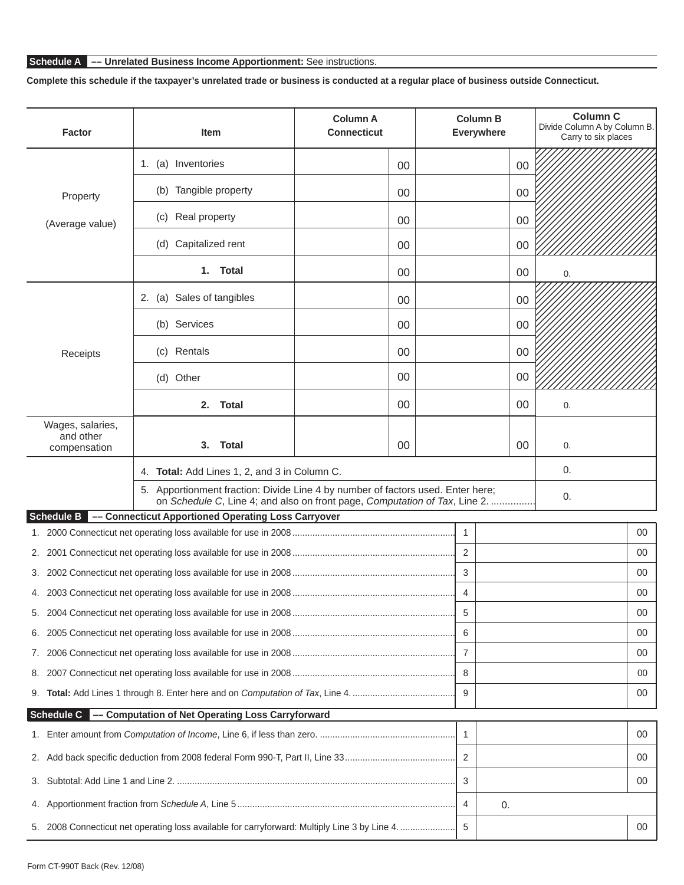**Schedule A –– Unrelated Business Income Apportionment:** See instructions.

**Complete this schedule if the taxpayer's unrelated trade or business is conducted at a regular place of business outside Connecticut.**

| Factor | Item | Column A Connecticut | Column B Everywhere | Column C Divide Column A by Column B. Carry to six places |
|---|---|---|---|---|
| Property (Average value) | 1. (a) Inventories | 00 | 00 | |
| | (b) Tangible property | 00 | 00 | |
| | (c) Real property | 00 | 00 | |
| | (d) Capitalized rent | 00 | 00 | |
| | **1. Total** | 00 | 00 | 0. |
| Receipts | 2. (a) Sales of tangibles | 00 | 00 | |
| | (b) Services | 00 | 00 | |
| | (c) Rentals | 00 | 00 | |
| | (d) Other | 00 | 00 | |
| | **2. Total** | 00 | 00 | 0. |
| Wages, salaries, and other compensation | **3. Total** | 00 | 00 | 0. |
| | 4. **Total:** Add Lines 1, 2, and 3 in Column C. | | | 0. |
| | 5. Apportionment fraction: Divide Line 4 by number of factors used. Enter here; on *Schedule C*, Line 4; and also on front page, *Computation of Tax*, Line 2. | | | 0. |

**Schedule B –– Connecticut Apportioned Operating Loss Carryover**

| | | |
|---|---|---|
| 1. 2000 Connecticut net operating loss available for use in 2008 | 1 | 00 |
| 2. 2001 Connecticut net operating loss available for use in 2008 | 2 | 00 |
| 3. 2002 Connecticut net operating loss available for use in 2008 | 3 | 00 |
| 4. 2003 Connecticut net operating loss available for use in 2008 | 4 | 00 |
| 5. 2004 Connecticut net operating loss available for use in 2008 | 5 | 00 |
| 6. 2005 Connecticut net operating loss available for use in 2008 | 6 | 00 |
| 7. 2006 Connecticut net operating loss available for use in 2008 | 7 | 00 |
| 8. 2007 Connecticut net operating loss available for use in 2008 | 8 | 00 |
| 9. **Total:** Add Lines 1 through 8. Enter here and on *Computation of Tax*, Line 4. | 9 | 00 |

**Schedule C –– Computation of Net Operating Loss Carryforward**

| | | |
|---|---|---|
| 1. Enter amount from *Computation of Income*, Line 6, if less than zero. | 1 | 00 |
| 2. Add back specific deduction from 2008 federal Form 990-T, Part II, Line 33 | 2 | 00 |
| 3. Subtotal: Add Line 1 and Line 2. | 3 | 00 |
| 4. Apportionment fraction from *Schedule A*, Line 5 | 4 | 0. |
| 5. 2008 Connecticut net operating loss available for carryforward: Multiply Line 3 by Line 4. | 5 | 00 |

Form CT-990T Back (Rev. 12/08)